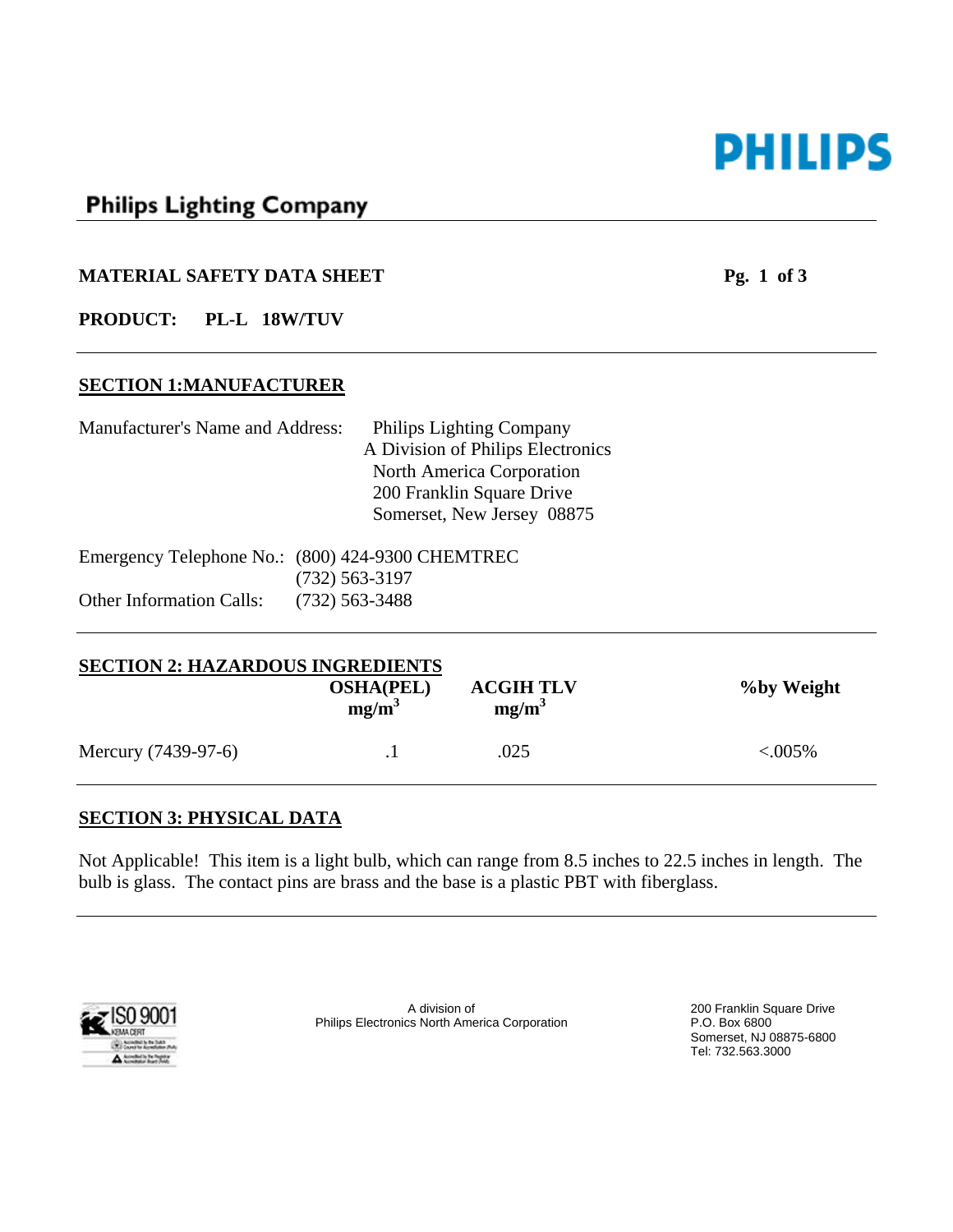# Philips Lighting Company

**MATERIAL SAFETY DATA SHEET**

**PRODUCT: PL-L 18W/TUV**

## SECTION 1:MANUFACTURER

Manufacturer's Name and Address: Philips Lighting Company
A Division of Philips Electronics
North America Corporation
200 Franklin Square Drive
Somerset, New Jersey 08875

Emergency Telephone No.: (800) 424-9300 CHEMTREC
(732) 563-3197

Other Information Calls: (732) 563-3488

## SECTION 2: HAZARDOUS INGREDIENTS

| | OSHA(PEL) $mg/m^3$ | ACGIH TLV $mg/m^3$ | %by Weight |
|---|---|---|---|
| Mercury (7439-97-6) | .1 | .025 | <.005% |

## SECTION 3: PHYSICAL DATA

Not Applicable! This item is a light bulb, which can range from 8.5 inches to 22.5 inches in length. The bulb is glass. The contact pins are brass and the base is a plastic PBT with fiberglass.

A division of
Philips Electronics North America Corporation

200 Franklin Square Drive
P.O. Box 6800
Somerset, NJ 08875-6800
Tel: 732.563.3000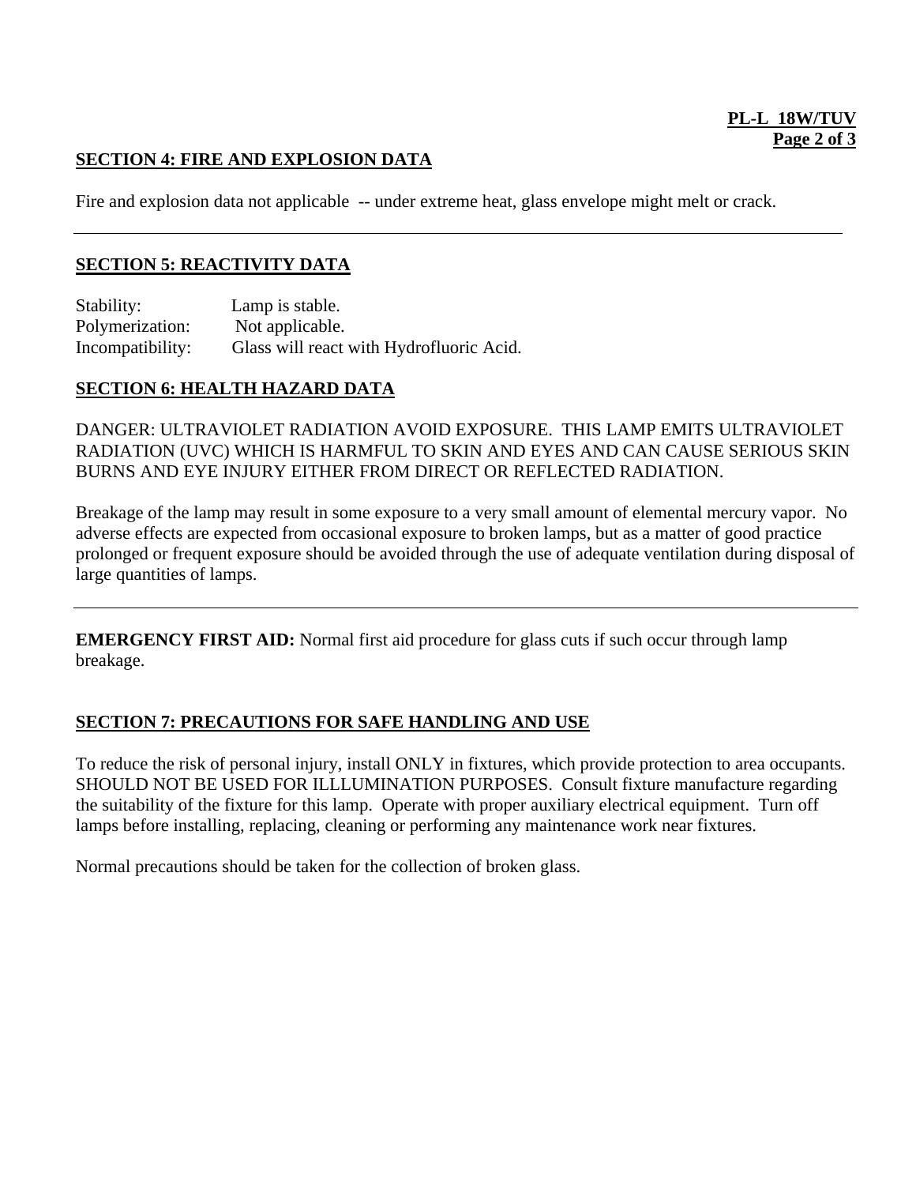## SECTION 4: FIRE AND EXPLOSION DATA

Fire and explosion data not applicable -- under extreme heat, glass envelope might melt or crack.

---

## SECTION 5: REACTIVITY DATA

| | |
|---|---|
| Stability: | Lamp is stable. |
| Polymerization: | Not applicable. |
| Incompatibility: | Glass will react with Hydrofluoric Acid. |

## SECTION 6: HEALTH HAZARD DATA

DANGER: ULTRAVIOLET RADIATION AVOID EXPOSURE. THIS LAMP EMITS ULTRAVIOLET RADIATION (UVC) WHICH IS HARMFUL TO SKIN AND EYES AND CAN CAUSE SERIOUS SKIN BURNS AND EYE INJURY EITHER FROM DIRECT OR REFLECTED RADIATION.

Breakage of the lamp may result in some exposure to a very small amount of elemental mercury vapor. No adverse effects are expected from occasional exposure to broken lamps, but as a matter of good practice prolonged or frequent exposure should be avoided through the use of adequate ventilation during disposal of large quantities of lamps.

---

**EMERGENCY FIRST AID:** Normal first aid procedure for glass cuts if such occur through lamp breakage.

## SECTION 7: PRECAUTIONS FOR SAFE HANDLING AND USE

To reduce the risk of personal injury, install ONLY in fixtures, which provide protection to area occupants. SHOULD NOT BE USED FOR ILLLUMINATION PURPOSES. Consult fixture manufacture regarding the suitability of the fixture for this lamp. Operate with proper auxiliary electrical equipment. Turn off lamps before installing, replacing, cleaning or performing any maintenance work near fixtures.

Normal precautions should be taken for the collection of broken glass.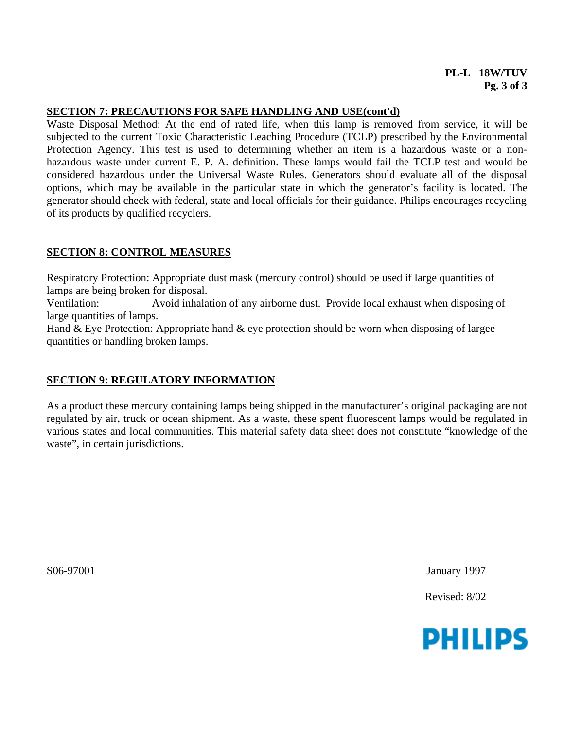## SECTION 7: PRECAUTIONS FOR SAFE HANDLING AND USE(cont'd)

Waste Disposal Method: At the end of rated life, when this lamp is removed from service, it will be subjected to the current Toxic Characteristic Leaching Procedure (TCLP) prescribed by the Environmental Protection Agency. This test is used to determining whether an item is a hazardous waste or a non-hazardous waste under current E. P. A. definition. These lamps would fail the TCLP test and would be considered hazardous under the Universal Waste Rules. Generators should evaluate all of the disposal options, which may be available in the particular state in which the generator's facility is located. The generator should check with federal, state and local officials for their guidance. Philips encourages recycling of its products by qualified recyclers.

---

## SECTION 8: CONTROL MEASURES

Respiratory Protection: Appropriate dust mask (mercury control) should be used if large quantities of lamps are being broken for disposal.

Ventilation: Avoid inhalation of any airborne dust. Provide local exhaust when disposing of large quantities of lamps.

Hand & Eye Protection: Appropriate hand & eye protection should be worn when disposing of largee quantities or handling broken lamps.

---

## SECTION 9: REGULATORY INFORMATION

As a product these mercury containing lamps being shipped in the manufacturer's original packaging are not regulated by air, truck or ocean shipment. As a waste, these spent fluorescent lamps would be regulated in various states and local communities. This material safety data sheet does not constitute "knowledge of the waste", in certain jurisdictions.

S06-97001 January 1997

Revised: 8/02

PHILIPS